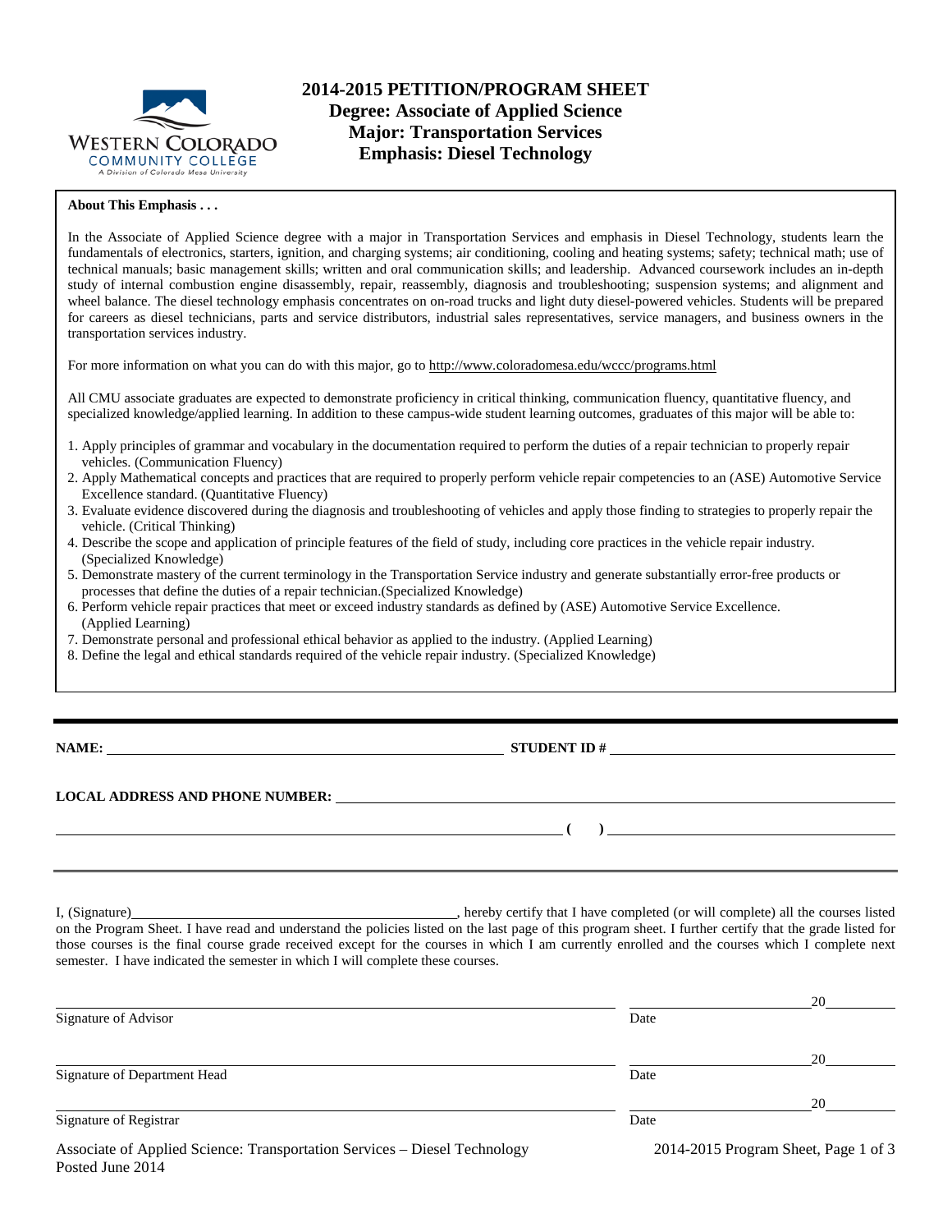# 2014-2015 PETITION/PROGRAM SHEET
## Degree: Associate of Applied Science
## Major: Transportation Services
## Emphasis: Diesel Technology

**About This Emphasis . . .**

In the Associate of Applied Science degree with a major in Transportation Services and emphasis in Diesel Technology, students learn the fundamentals of electronics, starters, ignition, and charging systems; air conditioning, cooling and heating systems; safety; technical math; use of technical manuals; basic management skills; written and oral communication skills; and leadership. Advanced coursework includes an in-depth study of internal combustion engine disassembly, repair, reassembly, diagnosis and troubleshooting; suspension systems; and alignment and wheel balance. The diesel technology emphasis concentrates on on-road trucks and light duty diesel-powered vehicles. Students will be prepared for careers as diesel technicians, parts and service distributors, industrial sales representatives, service managers, and business owners in the transportation services industry.

For more information on what you can do with this major, go to http://www.coloradomesa.edu/wccc/programs.html

All CMU associate graduates are expected to demonstrate proficiency in critical thinking, communication fluency, quantitative fluency, and specialized knowledge/applied learning. In addition to these campus-wide student learning outcomes, graduates of this major will be able to:

1. Apply principles of grammar and vocabulary in the documentation required to perform the duties of a repair technician to properly repair vehicles. (Communication Fluency)
2. Apply Mathematical concepts and practices that are required to properly perform vehicle repair competencies to an (ASE) Automotive Service Excellence standard. (Quantitative Fluency)
3. Evaluate evidence discovered during the diagnosis and troubleshooting of vehicles and apply those finding to strategies to properly repair the vehicle. (Critical Thinking)
4. Describe the scope and application of principle features of the field of study, including core practices in the vehicle repair industry. (Specialized Knowledge)
5. Demonstrate mastery of the current terminology in the Transportation Service industry and generate substantially error-free products or processes that define the duties of a repair technician.(Specialized Knowledge)
6. Perform vehicle repair practices that meet or exceed industry standards as defined by (ASE) Automotive Service Excellence. (Applied Learning)
7. Demonstrate personal and professional ethical behavior as applied to the industry. (Applied Learning)
8. Define the legal and ethical standards required of the vehicle repair industry. (Specialized Knowledge)

**NAME:** ______________________ **STUDENT ID #** ______________________

**LOCAL ADDRESS AND PHONE NUMBER:** ______________________

______________________ **( )** ______________________

I, (Signature)______________________, hereby certify that I have completed (or will complete) all the courses listed on the Program Sheet. I have read and understand the policies listed on the last page of this program sheet. I further certify that the grade listed for those courses is the final course grade received except for the courses in which I am currently enrolled and the courses which I complete next semester. I have indicated the semester in which I will complete these courses.

______________________ Signature of Advisor &nbsp;&nbsp;&nbsp; ______________ 20____ Date

______________________ Signature of Department Head &nbsp;&nbsp;&nbsp; ______________ 20____ Date

______________________ Signature of Registrar &nbsp;&nbsp;&nbsp; ______________ 20____ Date

Posted June 2014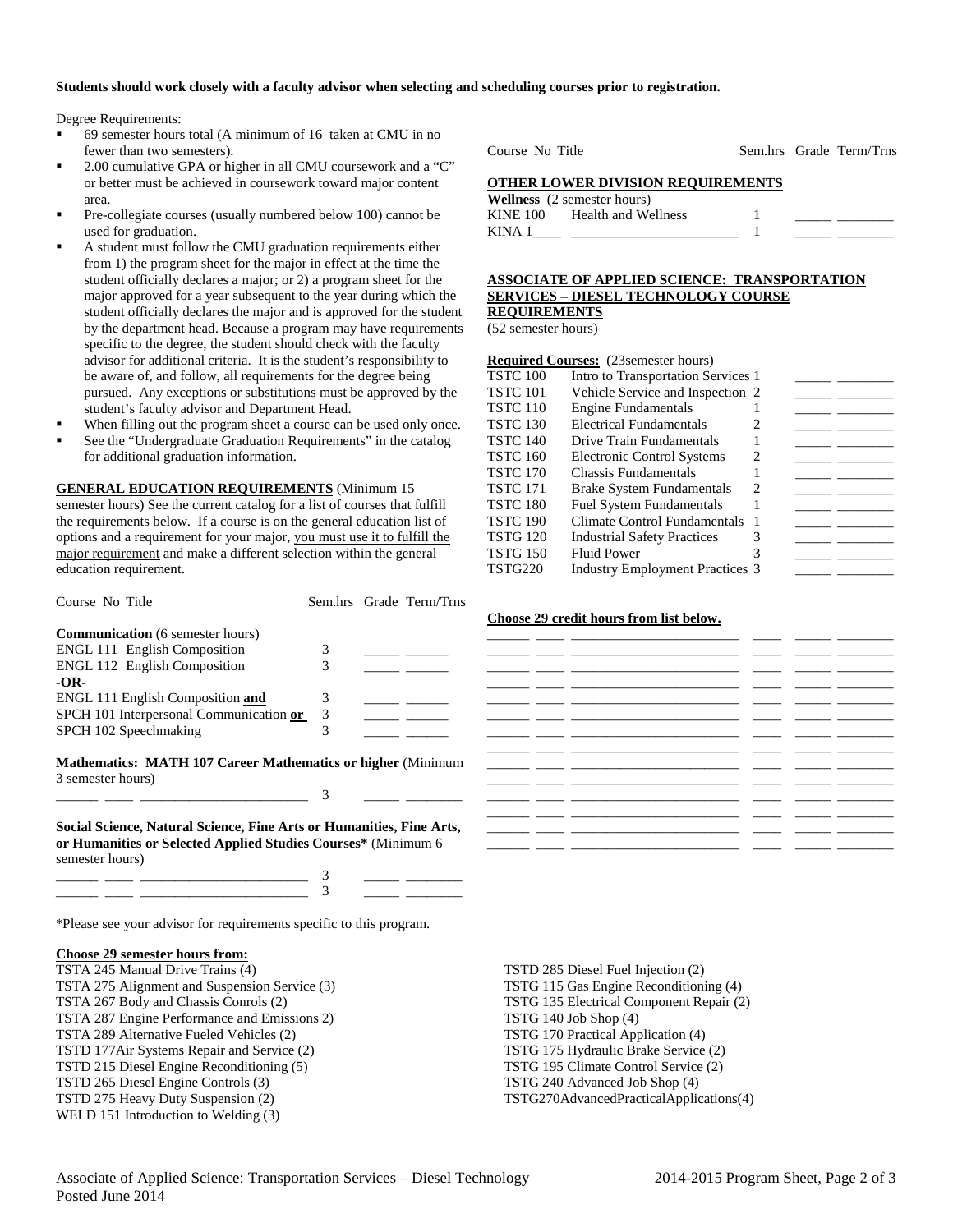**Students should work closely with a faculty advisor when selecting and scheduling courses prior to registration.**

Degree Requirements:

- 69 semester hours total (A minimum of 16 taken at CMU in no fewer than two semesters).
- 2.00 cumulative GPA or higher in all CMU coursework and a "C" or better must be achieved in coursework toward major content area.
- Pre-collegiate courses (usually numbered below 100) cannot be used for graduation.
- A student must follow the CMU graduation requirements either from 1) the program sheet for the major in effect at the time the student officially declares a major; or 2) a program sheet for the major approved for a year subsequent to the year during which the student officially declares the major and is approved for the student by the department head. Because a program may have requirements specific to the degree, the student should check with the faculty advisor for additional criteria. It is the student's responsibility to be aware of, and follow, all requirements for the degree being pursued. Any exceptions or substitutions must be approved by the student's faculty advisor and Department Head.
- When filling out the program sheet a course can be used only once.
- See the "Undergraduate Graduation Requirements" in the catalog for additional graduation information.

**GENERAL EDUCATION REQUIREMENTS** (Minimum 15 semester hours) See the current catalog for a list of courses that fulfill the requirements below. If a course is on the general education list of options and a requirement for your major, you must use it to fulfill the major requirement and make a different selection within the general education requirement.

| Course No Title | Sem.hrs | Grade | Term/Trns |
|---|---|---|---|
| **Communication** (6 semester hours) | | | |
| ENGL 111 English Composition | 3 | | |
| ENGL 112 English Composition | 3 | | |
| **-OR-** | | | |
| ENGL 111 English Composition **and** | 3 | | |
| SPCH 101 Interpersonal Communication **or** | 3 | | |
| SPCH 102 Speechmaking | 3 | | |

**Mathematics: MATH 107 Career Mathematics or higher** (Minimum 3 semester hours)

| Course No Title | Sem.hrs | Grade | Term/Trns |
|---|---|---|---|
| ______ ____ ________________________ | 3 | | |

**Social Science, Natural Science, Fine Arts or Humanities, Fine Arts, or Humanities or Selected Applied Studies Courses*** (Minimum 6 semester hours)

| Course No Title | Sem.hrs | Grade | Term/Trns |
|---|---|---|---|
| ______ ____ ________________________ | 3 | | |
| ______ ____ ________________________ | 3 | | |

*Please see your advisor for requirements specific to this program.

**OTHER LOWER DIVISION REQUIREMENTS**

**Wellness** (2 semester hours)

| Course No | Title | Sem.hrs | Grade | Term/Trns |
|---|---|---|---|---|
| KINE 100 | Health and Wellness | 1 | | |
| KINA 1____ | ________________________ | 1 | | |

**ASSOCIATE OF APPLIED SCIENCE: TRANSPORTATION SERVICES – DIESEL TECHNOLOGY COURSE REQUIREMENTS**

(52 semester hours)

**Required Courses:** (23semester hours)

| Course No | Title | Sem.hrs | Grade | Term/Trns |
|---|---|---|---|---|
| TSTC 100 | Intro to Transportation Services | 1 | | |
| TSTC 101 | Vehicle Service and Inspection | 2 | | |
| TSTC 110 | Engine Fundamentals | 1 | | |
| TSTC 130 | Electrical Fundamentals | 2 | | |
| TSTC 140 | Drive Train Fundamentals | 1 | | |
| TSTC 160 | Electronic Control Systems | 2 | | |
| TSTC 170 | Chassis Fundamentals | 1 | | |
| TSTC 171 | Brake System Fundamentals | 2 | | |
| TSTC 180 | Fuel System Fundamentals | 1 | | |
| TSTC 190 | Climate Control Fundamentals | 1 | | |
| TSTG 120 | Industrial Safety Practices | 3 | | |
| TSTG 150 | Fluid Power | 3 | | |
| TSTG220 | Industry Employment Practices | 3 | | |

**Choose 29 credit hours from list below.**

| Course | No | Title | Sem.hrs | Grade | Term/Trns |
|---|---|---|---|---|---|
| ______ | ____ | ________________________ | ____ | _____ | ________ |
| ______ | ____ | ________________________ | ____ | _____ | ________ |
| ______ | ____ | ________________________ | ____ | _____ | ________ |
| ______ | ____ | ________________________ | ____ | _____ | ________ |
| ______ | ____ | ________________________ | ____ | _____ | ________ |
| ______ | ____ | ________________________ | ____ | _____ | ________ |
| ______ | ____ | ________________________ | ____ | _____ | ________ |
| ______ | ____ | ________________________ | ____ | _____ | ________ |
| ______ | ____ | ________________________ | ____ | _____ | ________ |
| ______ | ____ | ________________________ | ____ | _____ | ________ |
| ______ | ____ | ________________________ | ____ | _____ | ________ |
| ______ | ____ | ________________________ | ____ | _____ | ________ |
| ______ | ____ | ________________________ | ____ | _____ | ________ |
| ______ | ____ | ________________________ | ____ | _____ | ________ |

**Choose 29 semester hours from:**

TSTA 245 Manual Drive Trains (4)
TSTA 275 Alignment and Suspension Service (3)
TSTA 267 Body and Chassis Conrols (2)
TSTA 287 Engine Performance and Emissions 2)
TSTA 289 Alternative Fueled Vehicles (2)
TSTD 177Air Systems Repair and Service (2)
TSTD 215 Diesel Engine Reconditioning (5)
TSTD 265 Diesel Engine Controls (3)
TSTD 275 Heavy Duty Suspension (2)
WELD 151 Introduction to Welding (3)
TSTD 285 Diesel Fuel Injection (2)
TSTG 115 Gas Engine Reconditioning (4)
TSTG 135 Electrical Component Repair (2)
TSTG 140 Job Shop (4)
TSTG 170 Practical Application (4)
TSTG 175 Hydraulic Brake Service (2)
TSTG 195 Climate Control Service (2)
TSTG 240 Advanced Job Shop (4)
TSTG270AdvancedPracticalApplications(4)

Associate of Applied Science: Transportation Services – Diesel Technology
Posted June 2014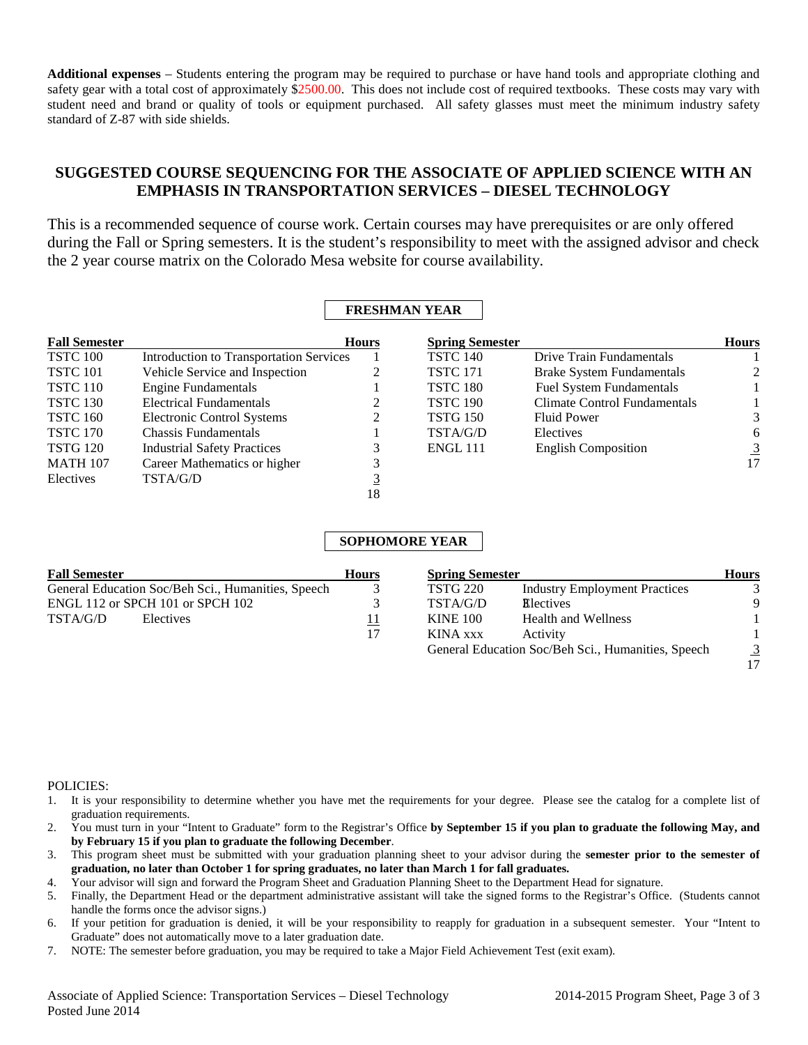**Additional expenses** – Students entering the program may be required to purchase or have hand tools and appropriate clothing and safety gear with a total cost of approximately $2500.00. This does not include cost of required textbooks. These costs may vary with student need and brand or quality of tools or equipment purchased. All safety glasses must meet the minimum industry safety standard of Z-87 with side shields.

## SUGGESTED COURSE SEQUENCING FOR THE ASSOCIATE OF APPLIED SCIENCE WITH AN EMPHASIS IN TRANSPORTATION SERVICES – DIESEL TECHNOLOGY

This is a recommended sequence of course work. Certain courses may have prerequisites or are only offered during the Fall or Spring semesters. It is the student's responsibility to meet with the assigned advisor and check the 2 year course matrix on the Colorado Mesa website for course availability.

### FRESHMAN YEAR

| Fall Semester | | Hours |
|---|---|---|
| TSTC 100 | Introduction to Transportation Services | 1 |
| TSTC 101 | Vehicle Service and Inspection | 2 |
| TSTC 110 | Engine Fundamentals | 1 |
| TSTC 130 | Electrical Fundamentals | 2 |
| TSTC 160 | Electronic Control Systems | 2 |
| TSTC 170 | Chassis Fundamentals | 1 |
| TSTG 120 | Industrial Safety Practices | 3 |
| MATH 107 | Career Mathematics or higher | 3 |
| Electives | TSTA/G/D | 3 |
| | | 18 |

| Spring Semester | | Hours |
|---|---|---|
| TSTC 140 | Drive Train Fundamentals | 1 |
| TSTC 171 | Brake System Fundamentals | 2 |
| TSTC 180 | Fuel System Fundamentals | 1 |
| TSTC 190 | Climate Control Fundamentals | 1 |
| TSTG 150 | Fluid Power | 3 |
| TSTA/G/D | Electives | 6 |
| ENGL 111 | English Composition | 3 |
| | | 17 |

### SOPHOMORE YEAR

| Fall Semester | | Hours |
|---|---|---|
| General Education Soc/Beh Sci., Humanities, Speech | | 3 |
| ENGL 112 or SPCH 101 or SPCH 102 | | 3 |
| TSTA/G/D | Electives | 11 |
| | | 17 |

| Spring Semester | | Hours |
|---|---|---|
| TSTG 220 | Industry Employment Practices | 3 |
| TSTA/G/D | Electives | 9 |
| KINE 100 | Health and Wellness | 1 |
| KINA xxx | Activity | 1 |
| General Education Soc/Beh Sci., Humanities, Speech | | 3 |
| | | 17 |

POLICIES:

1. It is your responsibility to determine whether you have met the requirements for your degree. Please see the catalog for a complete list of graduation requirements.
2. You must turn in your "Intent to Graduate" form to the Registrar's Office **by September 15 if you plan to graduate the following May, and by February 15 if you plan to graduate the following December**.
3. This program sheet must be submitted with your graduation planning sheet to your advisor during the **semester prior to the semester of graduation, no later than October 1 for spring graduates, no later than March 1 for fall graduates.**
4. Your advisor will sign and forward the Program Sheet and Graduation Planning Sheet to the Department Head for signature.
5. Finally, the Department Head or the department administrative assistant will take the signed forms to the Registrar's Office. (Students cannot handle the forms once the advisor signs.)
6. If your petition for graduation is denied, it will be your responsibility to reapply for graduation in a subsequent semester. Your "Intent to Graduate" does not automatically move to a later graduation date.
7. NOTE: The semester before graduation, you may be required to take a Major Field Achievement Test (exit exam).

Associate of Applied Science: Transportation Services – Diesel Technology
Posted June 2014